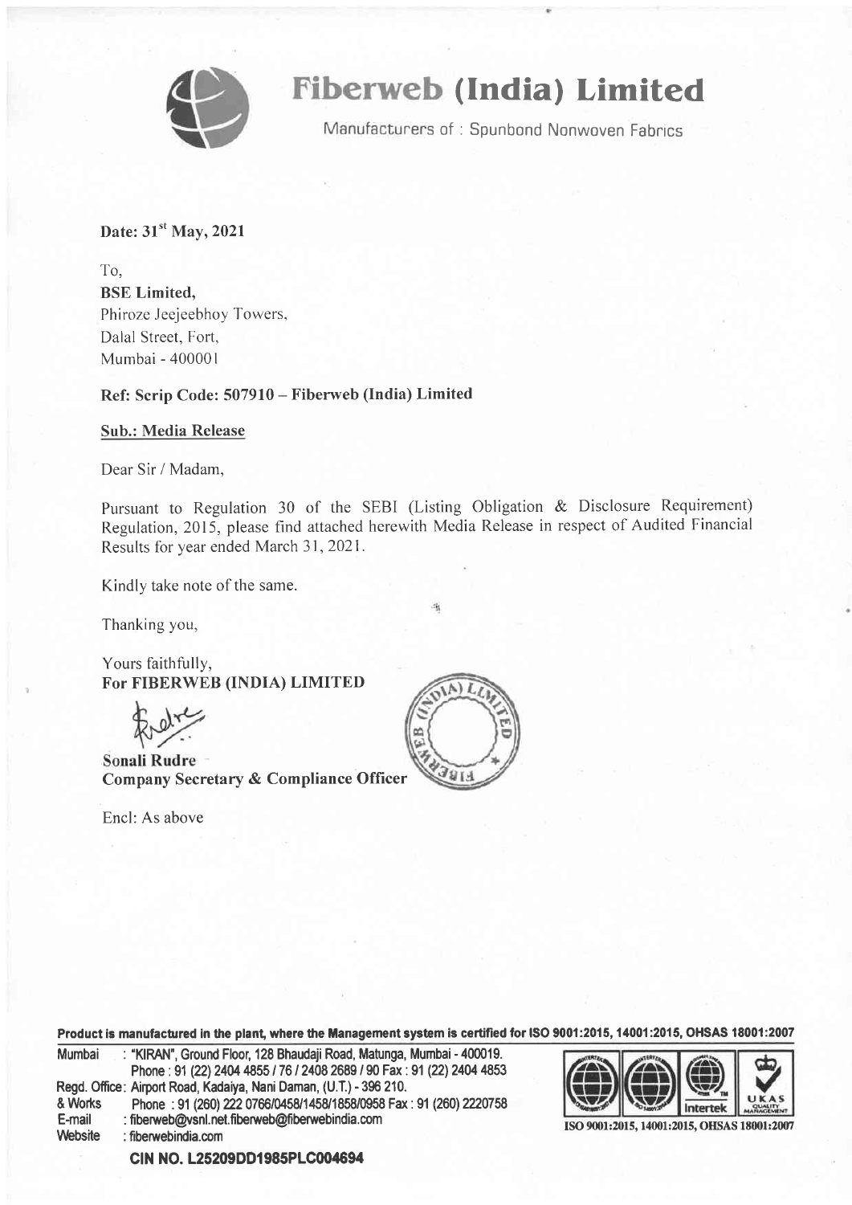# Fiberweb (India) Limited

Manufacturers of : Spunbond Nonwoven Fabrics

**Date: 31st May, 2021**

To,
**BSE Limited,**
Phiroze Jeejeebhoy Towers,
Dalal Street, Fort,
Mumbai - 400001

**Ref: Scrip Code: 507910 – Fiberweb (India) Limited**

**Sub.: Media Release**

Dear Sir / Madam,

Pursuant to Regulation 30 of the SEBI (Listing Obligation & Disclosure Requirement) Regulation, 2015, please find attached herewith Media Release in respect of Audited Financial Results for year ended March 31, 2021.

Kindly take note of the same.

Thanking you,

Yours faithfully,
**For FIBERWEB (INDIA) LIMITED**

**Sonali Rudre**
**Company Secretary & Compliance Officer**

Encl: As above

**Product is manufactured in the plant, where the Management system is certified for ISO 9001:2015, 14001:2015, OHSAS 18001:2007**

Mumbai : "KIRAN", Ground Floor, 128 Bhaudaji Road, Matunga, Mumbai - 400019.
Phone : 91 (22) 2404 4855 / 76 / 2408 2689 / 90 Fax : 91 (22) 2404 4853
Regd. Office: Airport Road, Kadaiya, Nani Daman, (U.T.) - 396 210.
& Works Phone : 91 (260) 222 0766/0458/1458/1858/0958 Fax : 91 (260) 2220758
E-mail : fiberweb@vsnl.net.fiberweb@fiberwebindia.com
Website : fiberwebindia.com

ISO 9001:2015, 14001:2015, OHSAS 18001:2007

**CIN NO. L25209DD1985PLC004694**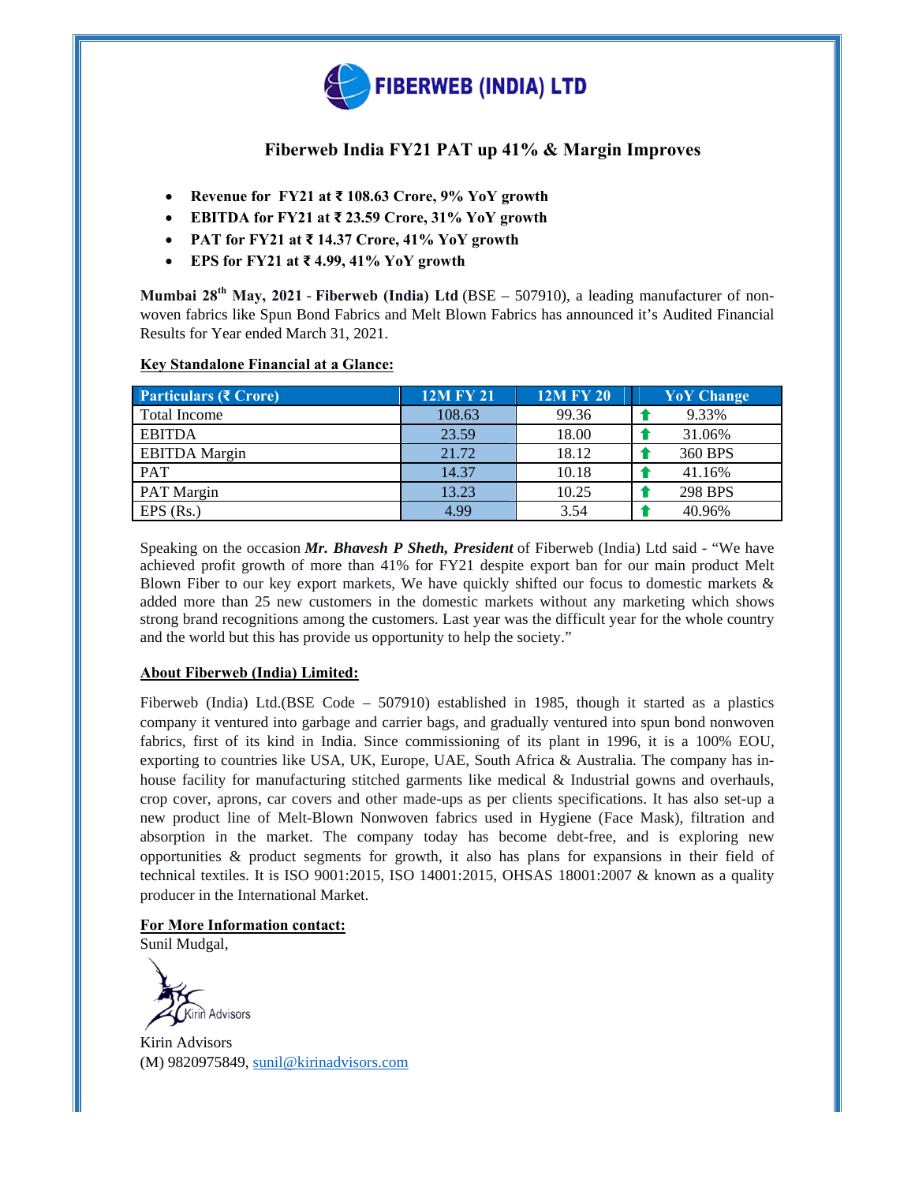FIBERWEB (INDIA) LTD

## Fiberweb India FY21 PAT up 41% & Margin Improves

- **Revenue for FY21 at ₹ 108.63 Crore, 9% YoY growth**
- **EBITDA for FY21 at ₹ 23.59 Crore, 31% YoY growth**
- **PAT for FY21 at ₹ 14.37 Crore, 41% YoY growth**
- **EPS for FY21 at ₹ 4.99, 41% YoY growth**

**Mumbai 28th May, 2021 - Fiberweb (India) Ltd** (BSE – 507910), a leading manufacturer of non-woven fabrics like Spun Bond Fabrics and Melt Blown Fabrics has announced it's Audited Financial Results for Year ended March 31, 2021.

**Key Standalone Financial at a Glance:**

| Particulars (₹ Crore) | 12M FY 21 | 12M FY 20 | YoY Change |
|---|---|---|---|
| Total Income | 108.63 | 99.36 | 9.33% |
| EBITDA | 23.59 | 18.00 | 31.06% |
| EBITDA Margin | 21.72 | 18.12 | 360 BPS |
| PAT | 14.37 | 10.18 | 41.16% |
| PAT Margin | 13.23 | 10.25 | 298 BPS |
| EPS (Rs.) | 4.99 | 3.54 | 40.96% |

Speaking on the occasion ***Mr. Bhavesh P Sheth, President*** of Fiberweb (India) Ltd said - "We have achieved profit growth of more than 41% for FY21 despite export ban for our main product Melt Blown Fiber to our key export markets, We have quickly shifted our focus to domestic markets & added more than 25 new customers in the domestic markets without any marketing which shows strong brand recognitions among the customers. Last year was the difficult year for the whole country and the world but this has provide us opportunity to help the society."

**About Fiberweb (India) Limited:**

Fiberweb (India) Ltd.(BSE Code – 507910) established in 1985, though it started as a plastics company it ventured into garbage and carrier bags, and gradually ventured into spun bond nonwoven fabrics, first of its kind in India. Since commissioning of its plant in 1996, it is a 100% EOU, exporting to countries like USA, UK, Europe, UAE, South Africa & Australia. The company has in-house facility for manufacturing stitched garments like medical & Industrial gowns and overhauls, crop cover, aprons, car covers and other made-ups as per clients specifications. It has also set-up a new product line of Melt-Blown Nonwoven fabrics used in Hygiene (Face Mask), filtration and absorption in the market. The company today has become debt-free, and is exploring new opportunities & product segments for growth, it also has plans for expansions in their field of technical textiles. It is ISO 9001:2015, ISO 14001:2015, OHSAS 18001:2007 & known as a quality producer in the International Market.

**For More Information contact:**

Sunil Mudgal,

Kirin Advisors

Kirin Advisors
(M) 9820975849, sunil@kirinadvisors.com